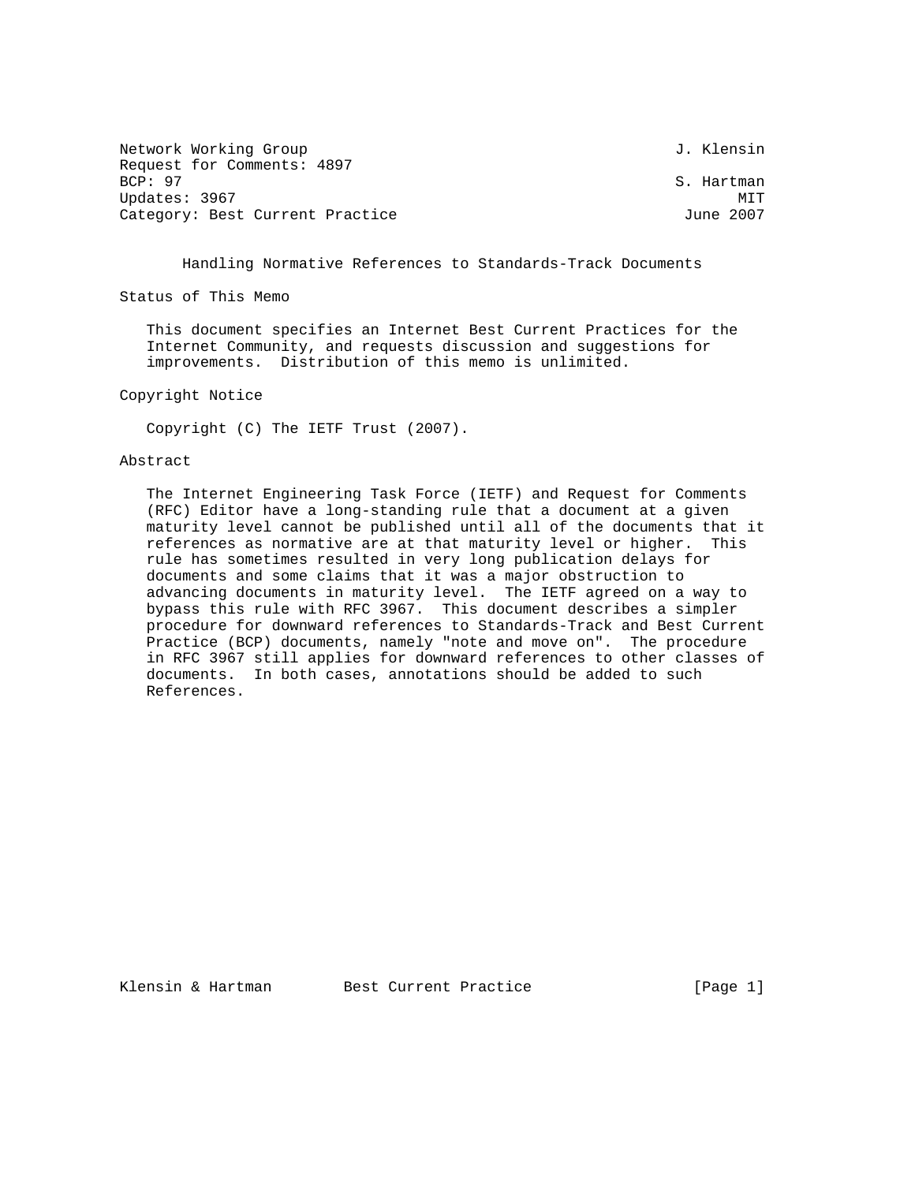Network Working Group J. Klensin
Request for Comments: 4897
BCP: 97 S. Hartman
Updates: 3967 MIT
Category: Best Current Practice June 2007

# Handling Normative References to Standards-Track Documents

## Status of This Memo

This document specifies an Internet Best Current Practices for the Internet Community, and requests discussion and suggestions for improvements. Distribution of this memo is unlimited.

## Copyright Notice

Copyright (C) The IETF Trust (2007).

## Abstract

The Internet Engineering Task Force (IETF) and Request for Comments (RFC) Editor have a long-standing rule that a document at a given maturity level cannot be published until all of the documents that it references as normative are at that maturity level or higher. This rule has sometimes resulted in very long publication delays for documents and some claims that it was a major obstruction to advancing documents in maturity level. The IETF agreed on a way to bypass this rule with RFC 3967. This document describes a simpler procedure for downward references to Standards-Track and Best Current Practice (BCP) documents, namely "note and move on". The procedure in RFC 3967 still applies for downward references to other classes of documents. In both cases, annotations should be added to such References.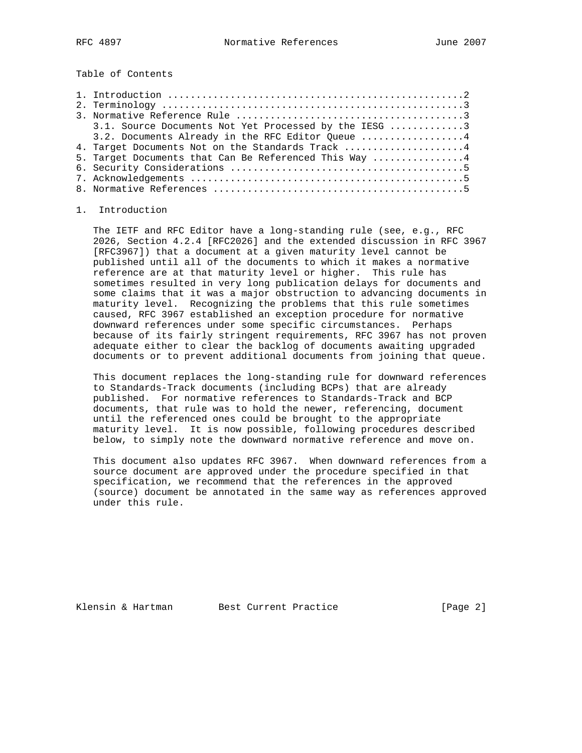Table of Contents

1. Introduction ....................................................2
2. Terminology .....................................................3
3. Normative Reference Rule ........................................3
   3.1. Source Documents Not Yet Processed by the IESG .............3
   3.2. Documents Already in the RFC Editor Queue ..................4
4. Target Documents Not on the Standards Track .....................4
5. Target Documents that Can Be Referenced This Way ................4
6. Security Considerations .........................................5
7. Acknowledgements ................................................5
8. Normative References ............................................5

## 1. Introduction

The IETF and RFC Editor have a long-standing rule (see, e.g., RFC 2026, Section 4.2.4 [RFC2026] and the extended discussion in RFC 3967 [RFC3967]) that a document at a given maturity level cannot be published until all of the documents to which it makes a normative reference are at that maturity level or higher. This rule has sometimes resulted in very long publication delays for documents and some claims that it was a major obstruction to advancing documents in maturity level. Recognizing the problems that this rule sometimes caused, RFC 3967 established an exception procedure for normative downward references under some specific circumstances. Perhaps because of its fairly stringent requirements, RFC 3967 has not proven adequate either to clear the backlog of documents awaiting upgraded documents or to prevent additional documents from joining that queue.

This document replaces the long-standing rule for downward references to Standards-Track documents (including BCPs) that are already published. For normative references to Standards-Track and BCP documents, that rule was to hold the newer, referencing, document until the referenced ones could be brought to the appropriate maturity level. It is now possible, following procedures described below, to simply note the downward normative reference and move on.

This document also updates RFC 3967. When downward references from a source document are approved under the procedure specified in that specification, we recommend that the references in the approved (source) document be annotated in the same way as references approved under this rule.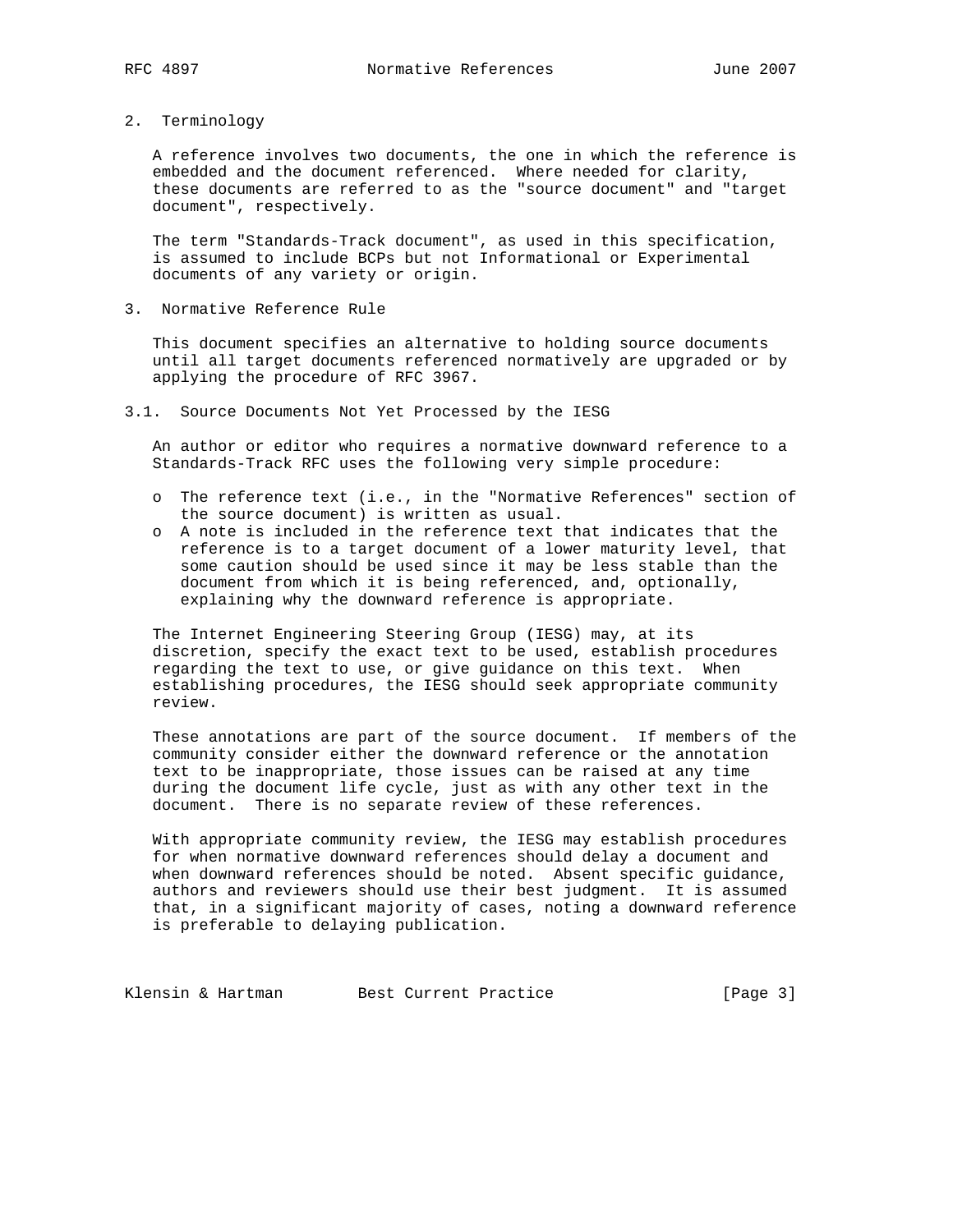## 2. Terminology

A reference involves two documents, the one in which the reference is embedded and the document referenced. Where needed for clarity, these documents are referred to as the "source document" and "target document", respectively.

The term "Standards-Track document", as used in this specification, is assumed to include BCPs but not Informational or Experimental documents of any variety or origin.

## 3. Normative Reference Rule

This document specifies an alternative to holding source documents until all target documents referenced normatively are upgraded or by applying the procedure of RFC 3967.

### 3.1. Source Documents Not Yet Processed by the IESG

An author or editor who requires a normative downward reference to a Standards-Track RFC uses the following very simple procedure:

- The reference text (i.e., in the "Normative References" section of the source document) is written as usual.
- A note is included in the reference text that indicates that the reference is to a target document of a lower maturity level, that some caution should be used since it may be less stable than the document from which it is being referenced, and, optionally, explaining why the downward reference is appropriate.

The Internet Engineering Steering Group (IESG) may, at its discretion, specify the exact text to be used, establish procedures regarding the text to use, or give guidance on this text. When establishing procedures, the IESG should seek appropriate community review.

These annotations are part of the source document. If members of the community consider either the downward reference or the annotation text to be inappropriate, those issues can be raised at any time during the document life cycle, just as with any other text in the document. There is no separate review of these references.

With appropriate community review, the IESG may establish procedures for when normative downward references should delay a document and when downward references should be noted. Absent specific guidance, authors and reviewers should use their best judgment. It is assumed that, in a significant majority of cases, noting a downward reference is preferable to delaying publication.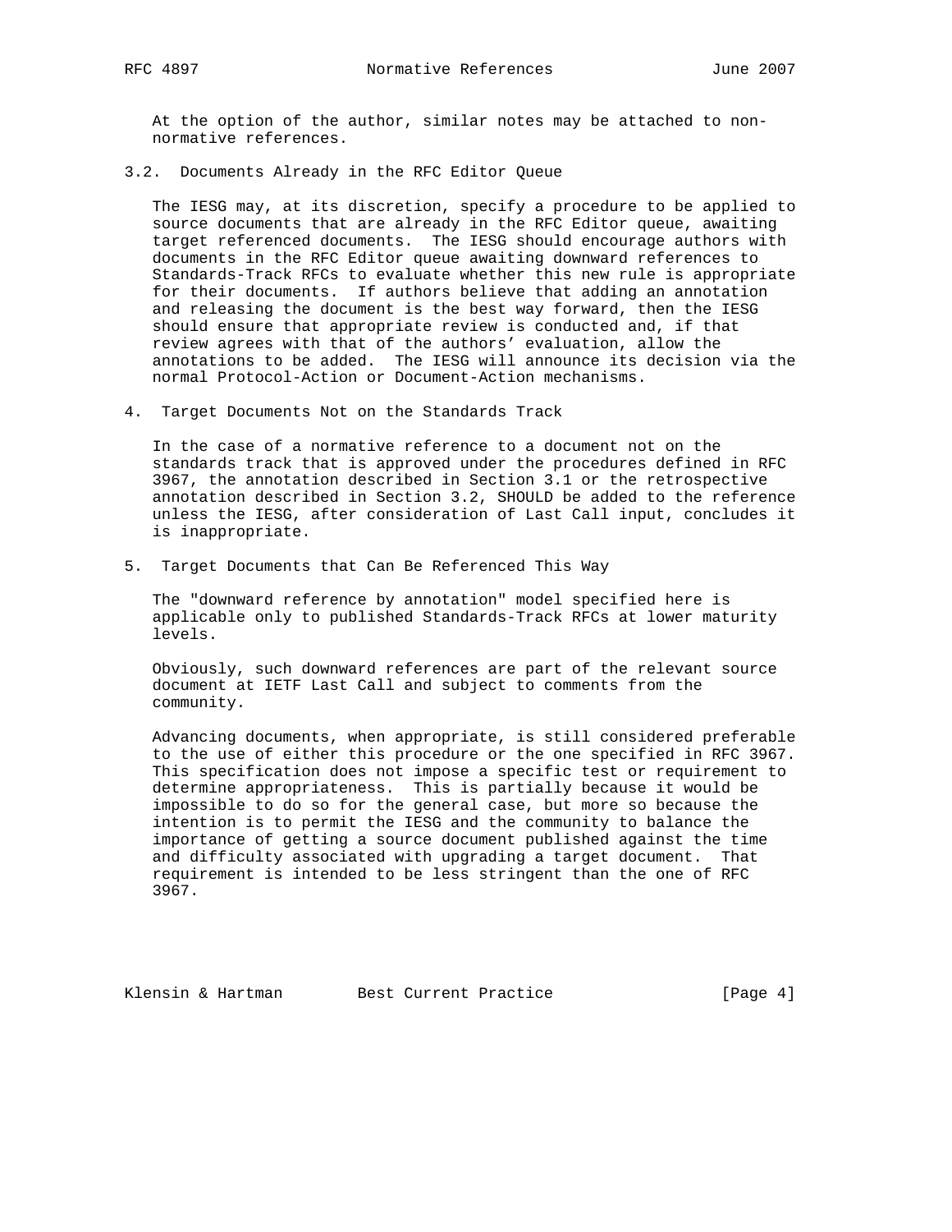At the option of the author, similar notes may be attached to non-normative references.

### 3.2. Documents Already in the RFC Editor Queue

The IESG may, at its discretion, specify a procedure to be applied to source documents that are already in the RFC Editor queue, awaiting target referenced documents. The IESG should encourage authors with documents in the RFC Editor queue awaiting downward references to Standards-Track RFCs to evaluate whether this new rule is appropriate for their documents. If authors believe that adding an annotation and releasing the document is the best way forward, then the IESG should ensure that appropriate review is conducted and, if that review agrees with that of the authors' evaluation, allow the annotations to be added. The IESG will announce its decision via the normal Protocol-Action or Document-Action mechanisms.

## 4. Target Documents Not on the Standards Track

In the case of a normative reference to a document not on the standards track that is approved under the procedures defined in RFC 3967, the annotation described in Section 3.1 or the retrospective annotation described in Section 3.2, SHOULD be added to the reference unless the IESG, after consideration of Last Call input, concludes it is inappropriate.

## 5. Target Documents that Can Be Referenced This Way

The "downward reference by annotation" model specified here is applicable only to published Standards-Track RFCs at lower maturity levels.

Obviously, such downward references are part of the relevant source document at IETF Last Call and subject to comments from the community.

Advancing documents, when appropriate, is still considered preferable to the use of either this procedure or the one specified in RFC 3967. This specification does not impose a specific test or requirement to determine appropriateness. This is partially because it would be impossible to do so for the general case, but more so because the intention is to permit the IESG and the community to balance the importance of getting a source document published against the time and difficulty associated with upgrading a target document. That requirement is intended to be less stringent than the one of RFC 3967.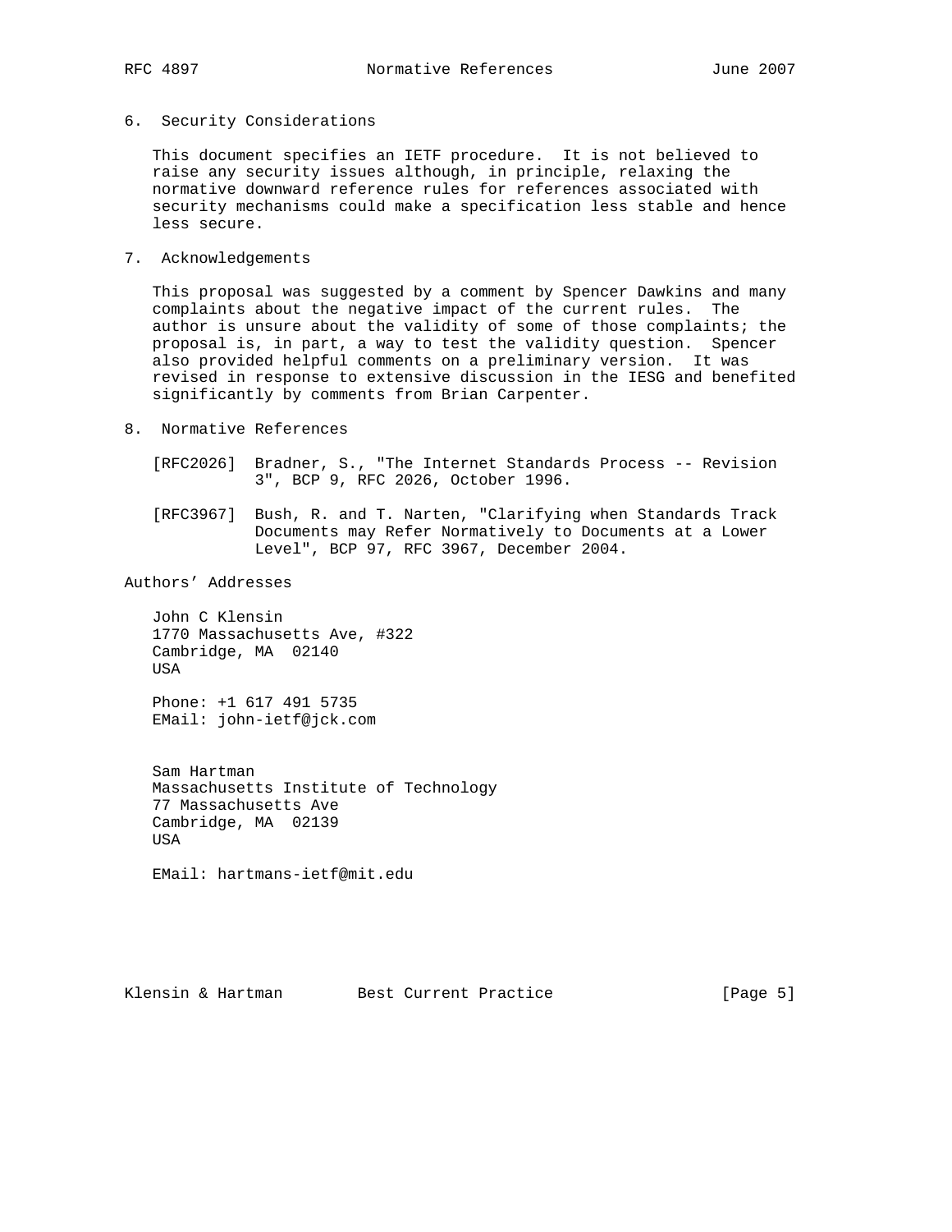## 6. Security Considerations

This document specifies an IETF procedure. It is not believed to raise any security issues although, in principle, relaxing the normative downward reference rules for references associated with security mechanisms could make a specification less stable and hence less secure.

## 7. Acknowledgements

This proposal was suggested by a comment by Spencer Dawkins and many complaints about the negative impact of the current rules. The author is unsure about the validity of some of those complaints; the proposal is, in part, a way to test the validity question. Spencer also provided helpful comments on a preliminary version. It was revised in response to extensive discussion in the IESG and benefited significantly by comments from Brian Carpenter.

## 8. Normative References

[RFC2026] Bradner, S., "The Internet Standards Process -- Revision 3", BCP 9, RFC 2026, October 1996.

[RFC3967] Bush, R. and T. Narten, "Clarifying when Standards Track Documents may Refer Normatively to Documents at a Lower Level", BCP 97, RFC 3967, December 2004.

## Authors' Addresses

John C Klensin
1770 Massachusetts Ave, #322
Cambridge, MA 02140
USA

Phone: +1 617 491 5735
EMail: john-ietf@jck.com

Sam Hartman
Massachusetts Institute of Technology
77 Massachusetts Ave
Cambridge, MA 02139
USA

EMail: hartmans-ietf@mit.edu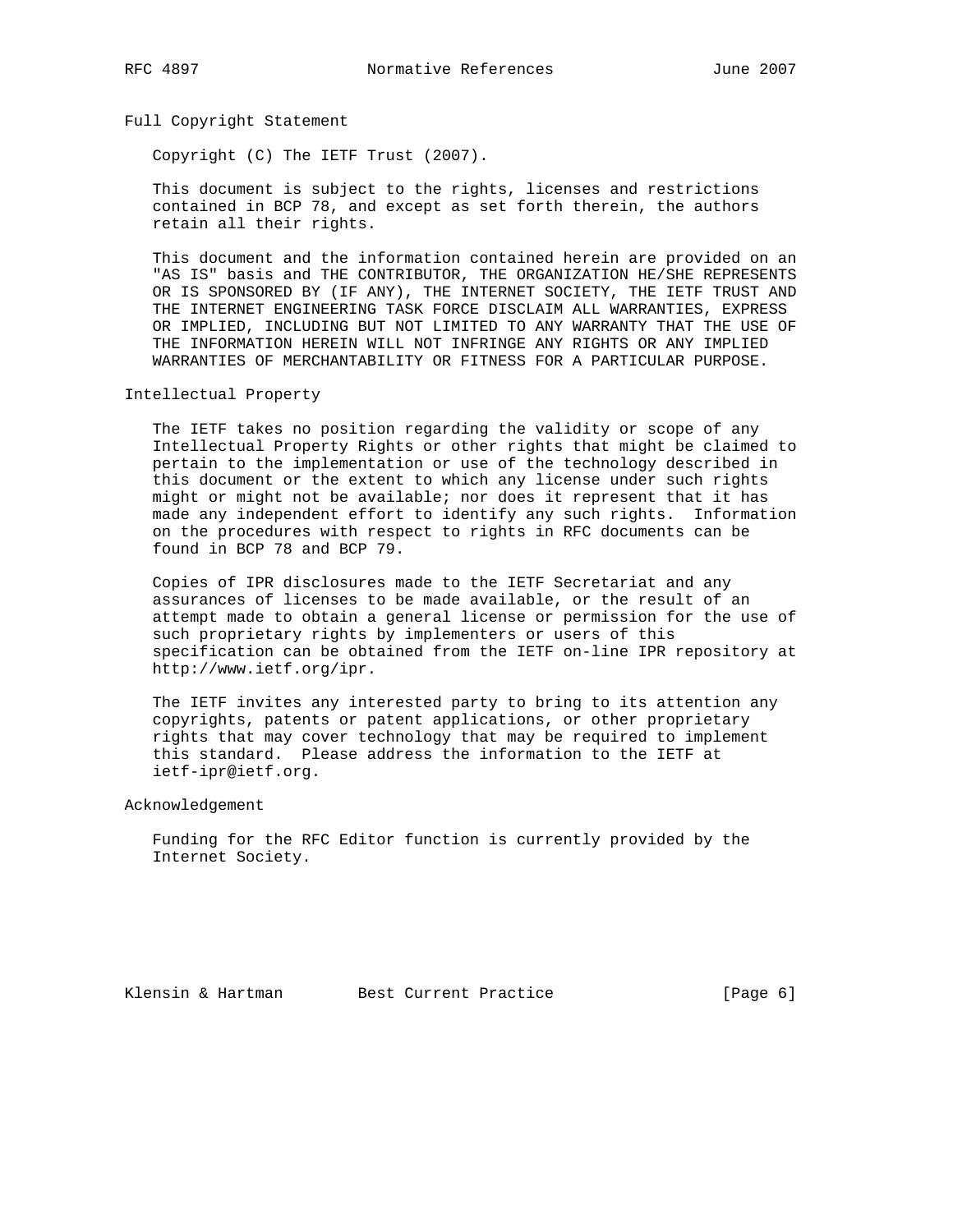## Full Copyright Statement

Copyright (C) The IETF Trust (2007).

This document is subject to the rights, licenses and restrictions contained in BCP 78, and except as set forth therein, the authors retain all their rights.

This document and the information contained herein are provided on an "AS IS" basis and THE CONTRIBUTOR, THE ORGANIZATION HE/SHE REPRESENTS OR IS SPONSORED BY (IF ANY), THE INTERNET SOCIETY, THE IETF TRUST AND THE INTERNET ENGINEERING TASK FORCE DISCLAIM ALL WARRANTIES, EXPRESS OR IMPLIED, INCLUDING BUT NOT LIMITED TO ANY WARRANTY THAT THE USE OF THE INFORMATION HEREIN WILL NOT INFRINGE ANY RIGHTS OR ANY IMPLIED WARRANTIES OF MERCHANTABILITY OR FITNESS FOR A PARTICULAR PURPOSE.

## Intellectual Property

The IETF takes no position regarding the validity or scope of any Intellectual Property Rights or other rights that might be claimed to pertain to the implementation or use of the technology described in this document or the extent to which any license under such rights might or might not be available; nor does it represent that it has made any independent effort to identify any such rights. Information on the procedures with respect to rights in RFC documents can be found in BCP 78 and BCP 79.

Copies of IPR disclosures made to the IETF Secretariat and any assurances of licenses to be made available, or the result of an attempt made to obtain a general license or permission for the use of such proprietary rights by implementers or users of this specification can be obtained from the IETF on-line IPR repository at http://www.ietf.org/ipr.

The IETF invites any interested party to bring to its attention any copyrights, patents or patent applications, or other proprietary rights that may cover technology that may be required to implement this standard. Please address the information to the IETF at ietf-ipr@ietf.org.

## Acknowledgement

Funding for the RFC Editor function is currently provided by the Internet Society.